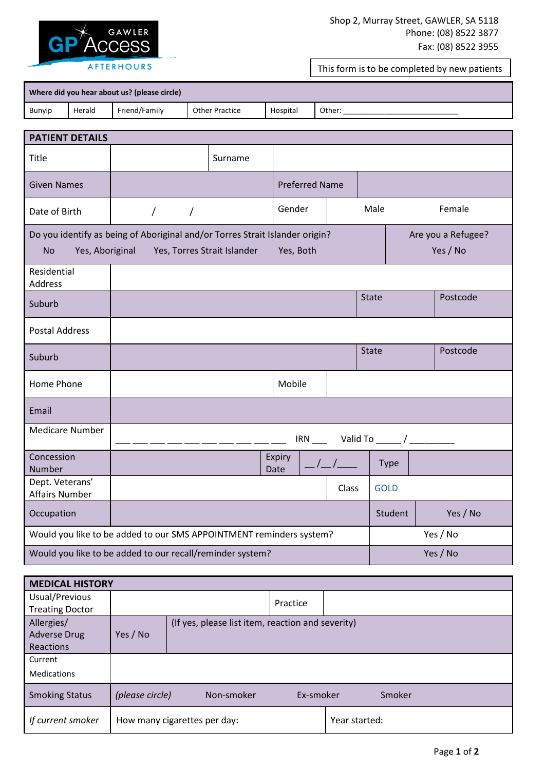GAWLER GP Access AFTERHOURS

Shop 2, Murray Street, GAWLER, SA 5118
Phone: (08) 8522 3877
Fax: (08) 8522 3955

This form is to be completed by new patients

| Where did you hear about us? (please circle) | | | | | |
|---|---|---|---|---|---|
| Bunyip | Herald | Friend/Family | Other Practice | Hospital | Other: ___________________________ |

## PATIENT DETAILS

| | | | | | |
|---|---|---|---|---|---|
| Title | | Surname | | | |
| Given Names | | Preferred Name | | | |
| Date of Birth | / / | Gender | Male | Female | |
| Do you identify as being of Aboriginal and/or Torres Strait Islander origin? No Yes, Aboriginal Yes, Torres Strait Islander Yes, Both | | | | Are you a Refugee? Yes / No | |
| Residential Address | | | | | |
| Suburb | | | State | Postcode | |
| Postal Address | | | | | |
| Suburb | | | State | Postcode | |
| Home Phone | | Mobile | | | |
| Email | | | | | |
| Medicare Number | ___ ___ ___ ___ ___ ___ ___ ___ ___ ___ IRN ___ Valid To _____ / _________ | | | | |
| Concession Number | | Expiry Date | __/__/____ | Type | |
| Dept. Veterans' Affairs Number | | Class | GOLD | | |
| Occupation | | Student | Yes / No | | |
| Would you like to be added to our SMS APPOINTMENT reminders system? | | | Yes / No | | |
| Would you like to be added to our recall/reminder system? | | | Yes / No | | |

## MEDICAL HISTORY

| | | | |
|---|---|---|---|
| Usual/Previous Treating Doctor | | Practice | |
| Allergies/ Adverse Drug Reactions | Yes / No | (If yes, please list item, reaction and severity) | |
| Current Medications | | | |
| Smoking Status | *(please circle)* Non-smoker Ex-smoker Smoker | | |
| *If current smoker* | How many cigarettes per day: | Year started: | |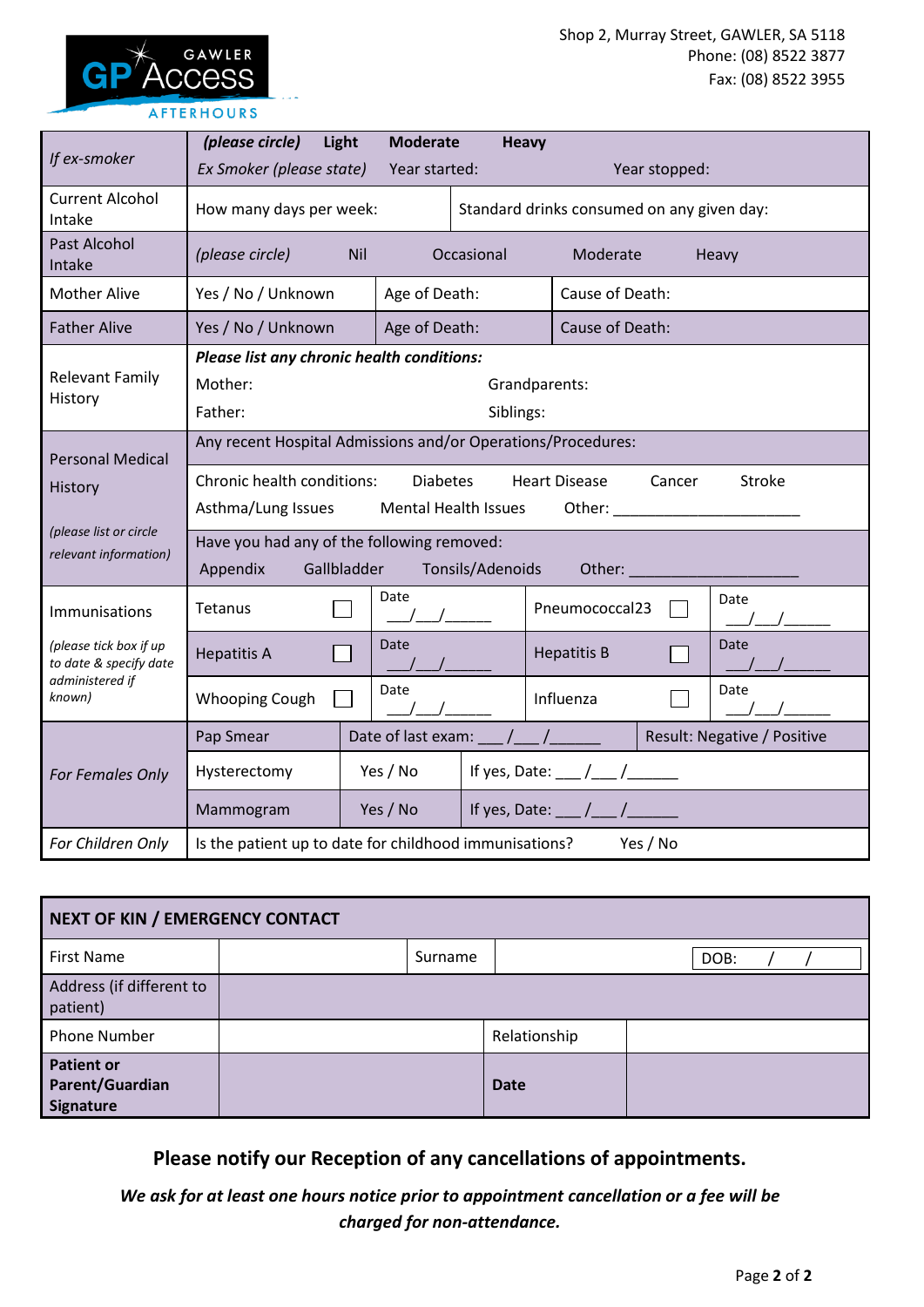Shop 2, Murray Street, GAWLER, SA 5118
Phone: (08) 8522 3877
Fax: (08) 8522 3955

| | | | | |
|---|---|---|---|---|
| *If ex-smoker* | ***(please circle)*** **Light** **Moderate** **Heavy** *Ex Smoker (please state)* Year started: Year stopped: | | | |
| Current Alcohol Intake | How many days per week: | Standard drinks consumed on any given day: | | |
| Past Alcohol Intake | *(please circle)* Nil Occasional Moderate Heavy | | | |
| Mother Alive | Yes / No / Unknown | Age of Death: | Cause of Death: | |
| Father Alive | Yes / No / Unknown | Age of Death: | Cause of Death: | |
| Relevant Family History | ***Please list any chronic health conditions:*** Mother: Grandparents: Father: Siblings: | | | |
| Personal Medical History *(please list or circle relevant information)* | Any recent Hospital Admissions and/or Operations/Procedures: | | | |
| | Chronic health conditions: Diabetes Heart Disease Cancer Stroke Asthma/Lung Issues Mental Health Issues Other: ______________________ | | | |
| | Have you had any of the following removed: Appendix Gallbladder Tonsils/Adenoids Other: ____________________ | | | |
| Immunisations *(please tick box if up to date & specify date administered if known)* | Tetanus ☐ | Date ___/___/______ | Pneumococcal23 ☐ | Date ___/___/______ |
| | Hepatitis A ☐ | Date ___/___/______ | Hepatitis B ☐ | Date ___/___/______ |
| | Whooping Cough ☐ | Date ___/___/______ | Influenza ☐ | Date ___/___/______ |
| *For Females Only* | Pap Smear | Date of last exam: ___/___/______ | Result: Negative / Positive | |
| | Hysterectomy | Yes / No | If yes, Date: ___/___/______ | |
| | Mammogram | Yes / No | If yes, Date: ___/___/______ | |
| *For Children Only* | Is the patient up to date for childhood immunisations? Yes / No | | | |

| **NEXT OF KIN / EMERGENCY CONTACT** | | | |
|---|---|---|---|
| First Name | | Surname | DOB: / / |
| Address (if different to patient) | | | |
| Phone Number | | Relationship | |
| **Patient or Parent/Guardian Signature** | | **Date** | |

**Please notify our Reception of any cancellations of appointments.**

***We ask for at least one hours notice prior to appointment cancellation or a fee will be charged for non-attendance.***